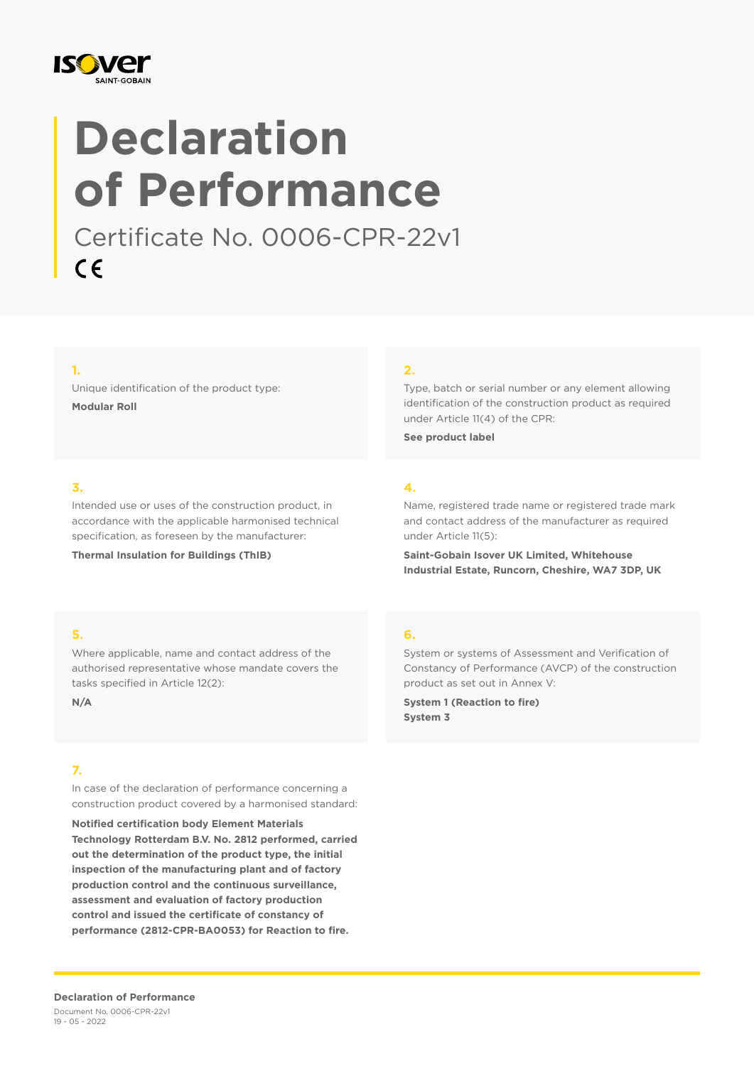# Declaration of Performance

Certificate No. 0006-CPR-22v1

CE

**1.**

Unique identification of the product type:

**Modular Roll**

**2.**

Type, batch or serial number or any element allowing identification of the construction product as required under Article 11(4) of the CPR:

**See product label**

**3.**

Intended use or uses of the construction product, in accordance with the applicable harmonised technical specification, as foreseen by the manufacturer:

**Thermal Insulation for Buildings (ThIB)**

**4.**

Name, registered trade name or registered trade mark and contact address of the manufacturer as required under Article 11(5):

**Saint-Gobain Isover UK Limited, Whitehouse Industrial Estate, Runcorn, Cheshire, WA7 3DP, UK**

**5.**

Where applicable, name and contact address of the authorised representative whose mandate covers the tasks specified in Article 12(2):

**N/A**

**6.**

System or systems of Assessment and Verification of Constancy of Performance (AVCP) of the construction product as set out in Annex V:

**System 1 (Reaction to fire)**
**System 3**

**7.**

In case of the declaration of performance concerning a construction product covered by a harmonised standard:

**Notified certification body Element Materials Technology Rotterdam B.V. No. 2812 performed, carried out the determination of the product type, the initial inspection of the manufacturing plant and of factory production control and the continuous surveillance, assessment and evaluation of factory production control and issued the certificate of constancy of performance (2812-CPR-BA0053) for Reaction to fire.**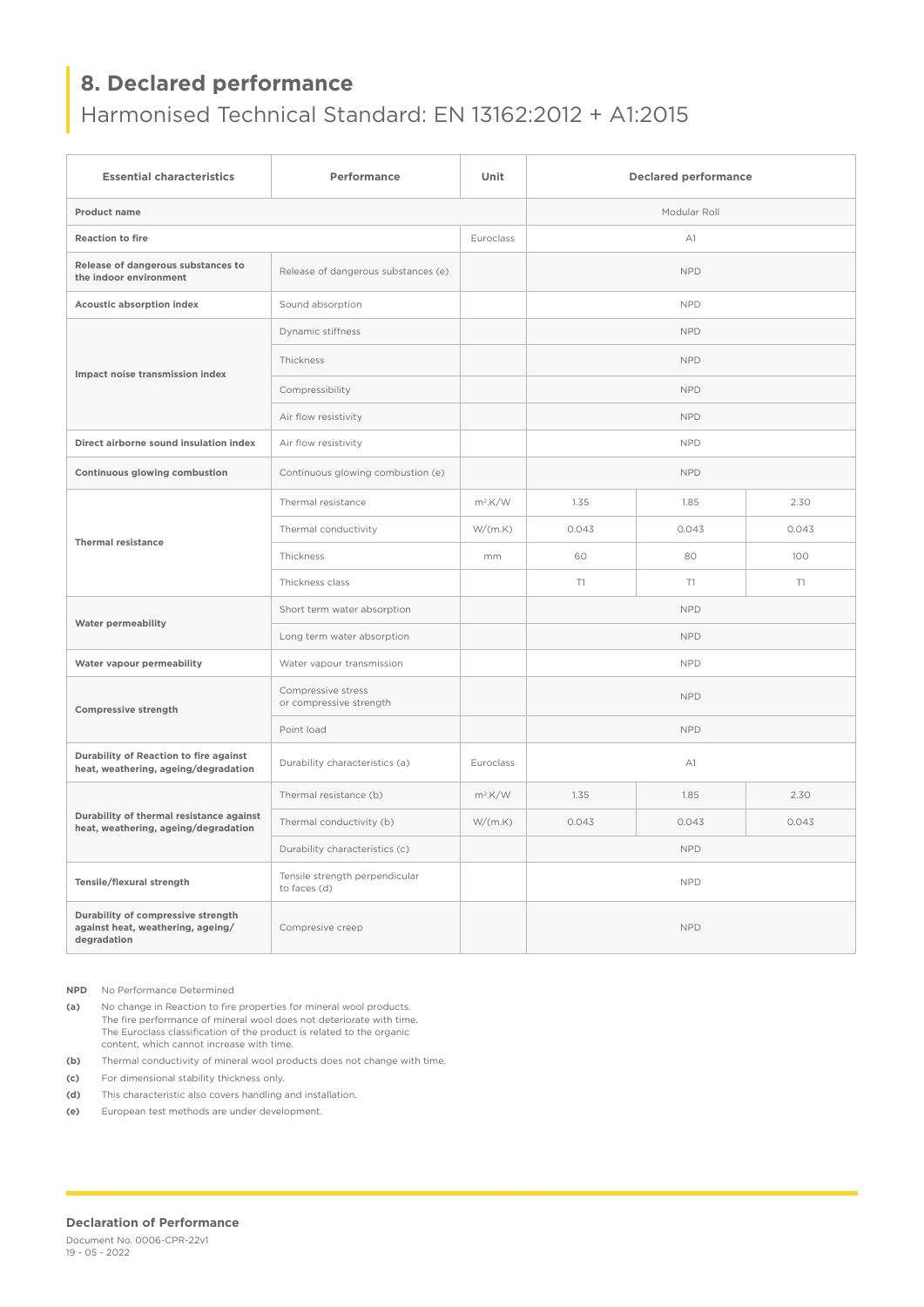## 8. Declared performance

Harmonised Technical Standard: EN 13162:2012 + A1:2015

| Essential characteristics | Performance | Unit | Declared performance | | |
|---|---|---|---|---|---|
| **Product name** | | | Modular Roll | | |
| **Reaction to fire** | | Euroclass | A1 | | |
| **Release of dangerous substances to the indoor environment** | Release of dangerous substances (e) | | NPD | | |
| **Acoustic absorption index** | Sound absorption | | NPD | | |
| **Impact noise transmission index** | Dynamic stiffness | | NPD | | |
| | Thickness | | NPD | | |
| | Compressibility | | NPD | | |
| | Air flow resistivity | | NPD | | |
| **Direct airborne sound insulation index** | Air flow resistivity | | NPD | | |
| **Continuous glowing combustion** | Continuous glowing combustion (e) | | NPD | | |
| **Thermal resistance** | Thermal resistance | $m^2.K/W$ | 1.35 | 1.85 | 2.30 |
| | Thermal conductivity | W/(m.K) | 0.043 | 0.043 | 0.043 |
| | Thickness | mm | 60 | 80 | 100 |
| | Thickness class | | T1 | T1 | T1 |
| **Water permeability** | Short term water absorption | | NPD | | |
| | Long term water absorption | | NPD | | |
| **Water vapour permeability** | Water vapour transmission | | NPD | | |
| **Compressive strength** | Compressive stress or compressive strength | | NPD | | |
| | Point load | | NPD | | |
| **Durability of Reaction to fire against heat, weathering, ageing/degradation** | Durability characteristics (a) | Euroclass | A1 | | |
| **Durability of thermal resistance against heat, weathering, ageing/degradation** | Thermal resistance (b) | $m^2.K/W$ | 1.35 | 1.85 | 2.30 |
| | Thermal conductivity (b) | W/(m.K) | 0.043 | 0.043 | 0.043 |
| | Durability characteristics (c) | | NPD | | |
| **Tensile/flexural strength** | Tensile strength perpendicular to faces (d) | | NPD | | |
| **Durability of compressive strength against heat, weathering, ageing/ degradation** | Compresive creep | | NPD | | |

**NPD** No Performance Determined

**(a)** No change in Reaction to fire properties for mineral wool products. The fire performance of mineral wool does not deteriorate with time. The Euroclass classification of the product is related to the organic content, which cannot increase with time.

**(b)** Thermal conductivity of mineral wool products does not change with time.

**(c)** For dimensional stability thickness only.

**(d)** This characteristic also covers handling and installation.

**(e)** European test methods are under development.

**Declaration of Performance**

Document No. 0006-CPR-22v1
19 - 05 - 2022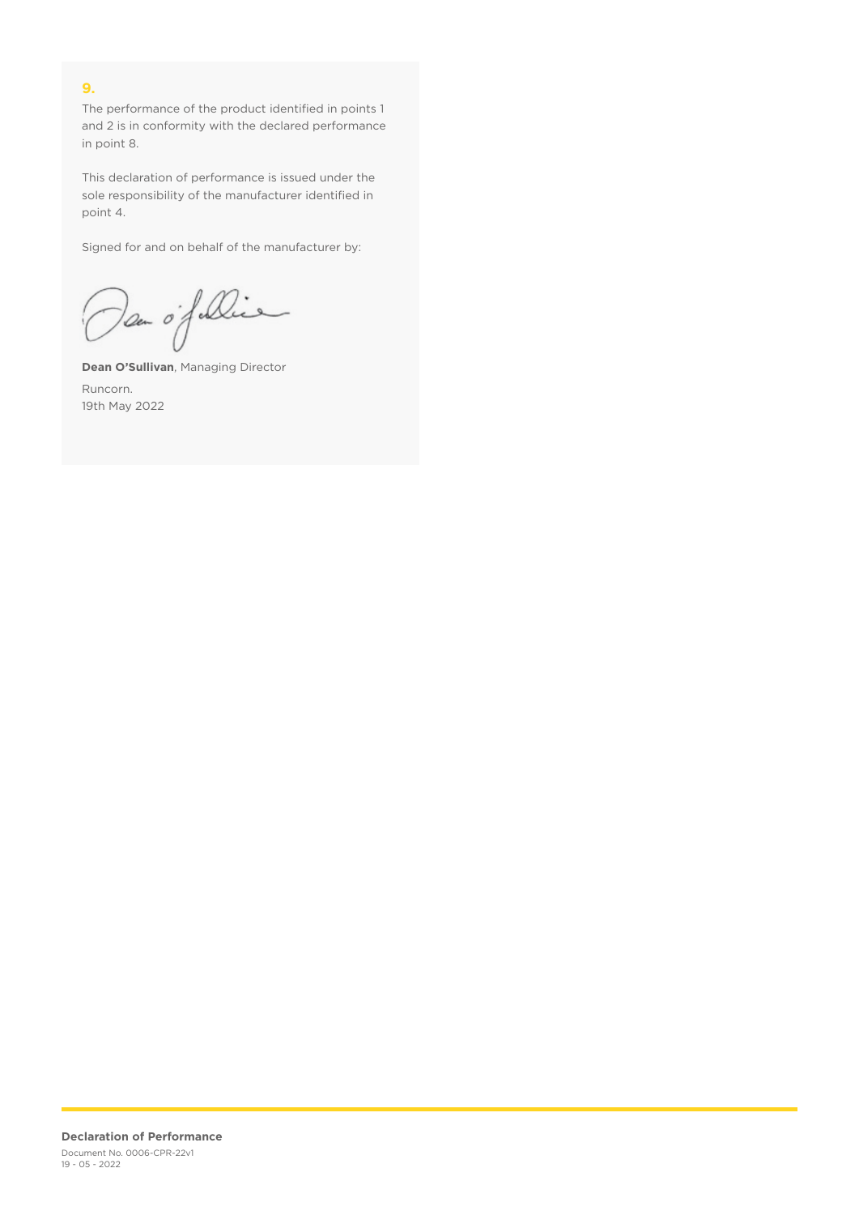## 9.

The performance of the product identified in points 1 and 2 is in conformity with the declared performance in point 8.

This declaration of performance is issued under the sole responsibility of the manufacturer identified in point 4.

Signed for and on behalf of the manufacturer by:

**Dean O'Sullivan**, Managing Director

Runcorn.
19th May 2022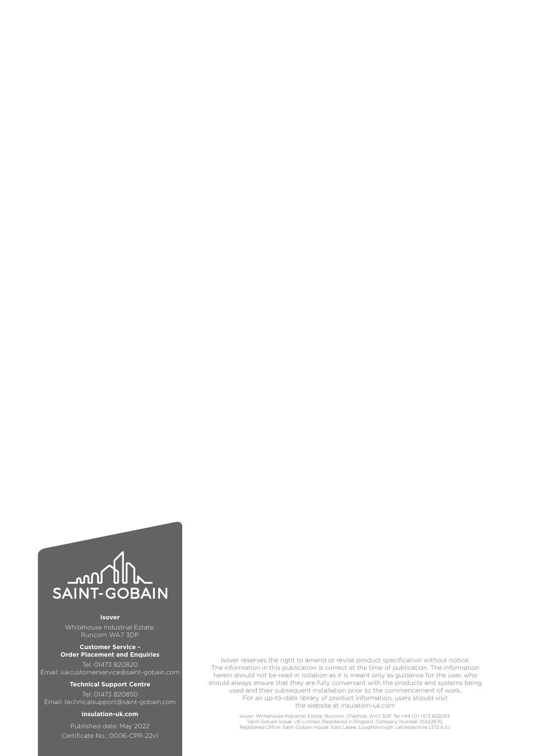SAINT-GOBAIN

**Isover**

Whitehouse Industrial Estate,
Runcorn WA7 3DP

**Customer Service - Order Placement and Enquiries**

Tel: 01473 820820
Email: iukcustomerservice@saint-gobain.com

**Technical Support Centre**

Tel: 01473 820850
Email: technicalsupport@saint-gobain.com

**insulation-uk.com**

Published date: May 2022
Certificate No.: 0006-CPR-22v1

Isover reserves the right to amend or revise product specification without notice. The information in this publication is correct at the time of publication. The information herein should not be read in isolation as it is meant only as guidance for the user, who should always ensure that they are fully conversant with the products and systems being used and their subsequent installation prior to the commencement of work. For an up-to-date library of product information, users should visit the website at insulation-uk.com

Isover: Whitehouse Industrial Estate, Runcorn, Cheshire, WA7 3DP. Tel +44 (0) 1473 822093.
Saint-Gobain Isover UK Limited, Registered in England. Company Number 10442670.
Registered Office: Saint-Gobain House, East Leake, Loughborough, Leicestershire LE12 6JU.